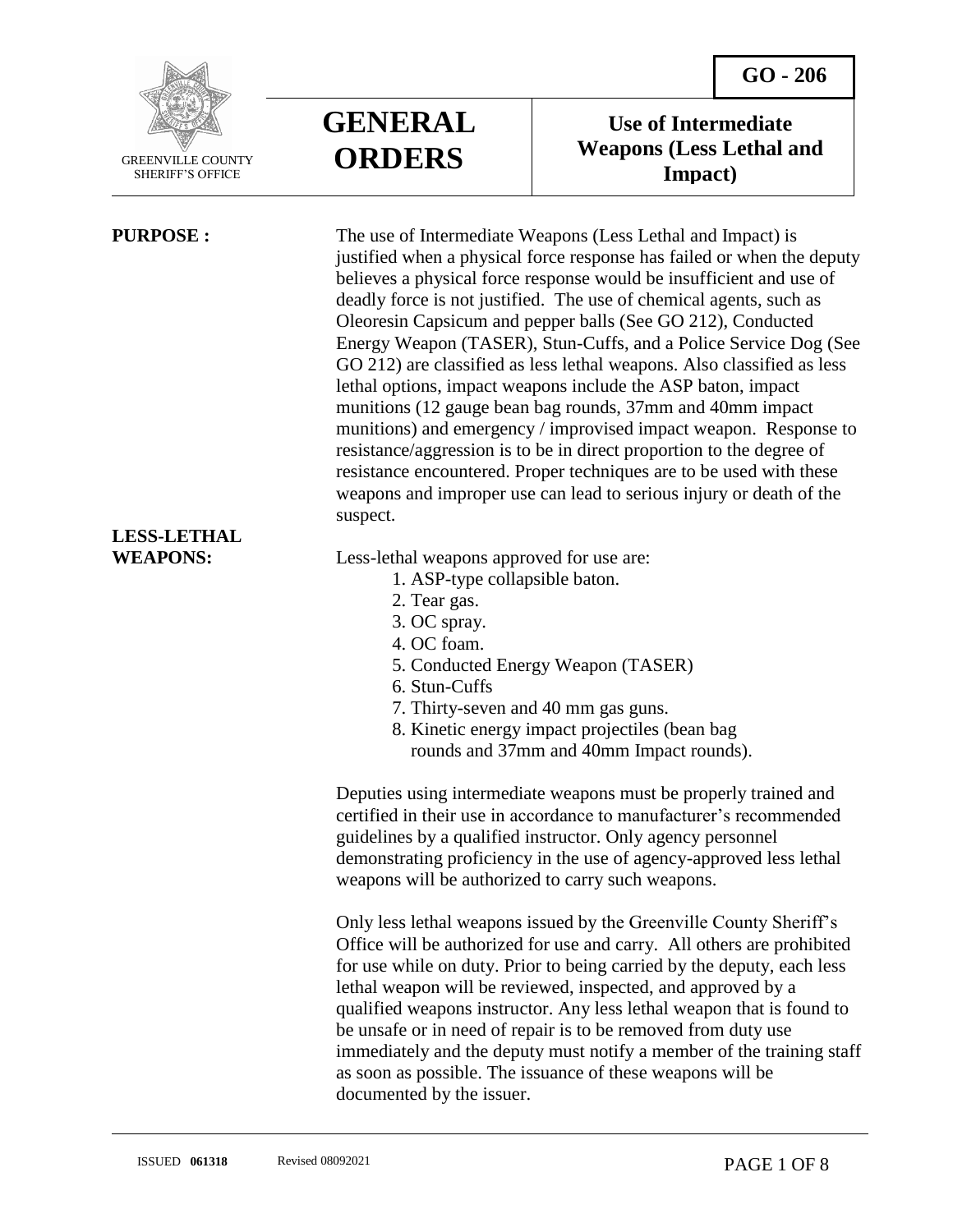GREENVILLE COUNTY SHERIFF'S OFFICE

# GENERAL ORDERS

## GO - 206

## Use of Intermediate Weapons (Less Lethal and Impact)

**PURPOSE :**

The use of Intermediate Weapons (Less Lethal and Impact) is justified when a physical force response has failed or when the deputy believes a physical force response would be insufficient and use of deadly force is not justified. The use of chemical agents, such as Oleoresin Capsicum and pepper balls (See GO 212), Conducted Energy Weapon (TASER), Stun-Cuffs, and a Police Service Dog (See GO 212) are classified as less lethal weapons. Also classified as less lethal options, impact weapons include the ASP baton, impact munitions (12 gauge bean bag rounds, 37mm and 40mm impact munitions) and emergency / improvised impact weapon. Response to resistance/aggression is to be in direct proportion to the degree of resistance encountered. Proper techniques are to be used with these weapons and improper use can lead to serious injury or death of the suspect.

**LESS-LETHAL WEAPONS:**

Less-lethal weapons approved for use are:

1. ASP-type collapsible baton.
2. Tear gas.
3. OC spray.
4. OC foam.
5. Conducted Energy Weapon (TASER)
6. Stun-Cuffs
7. Thirty-seven and 40 mm gas guns.
8. Kinetic energy impact projectiles (bean bag rounds and 37mm and 40mm Impact rounds).

Deputies using intermediate weapons must be properly trained and certified in their use in accordance to manufacturer's recommended guidelines by a qualified instructor. Only agency personnel demonstrating proficiency in the use of agency-approved less lethal weapons will be authorized to carry such weapons.

Only less lethal weapons issued by the Greenville County Sheriff's Office will be authorized for use and carry. All others are prohibited for use while on duty. Prior to being carried by the deputy, each less lethal weapon will be reviewed, inspected, and approved by a qualified weapons instructor. Any less lethal weapon that is found to be unsafe or in need of repair is to be removed from duty use immediately and the deputy must notify a member of the training staff as soon as possible. The issuance of these weapons will be documented by the issuer.

ISSUED **061318** Revised 08092021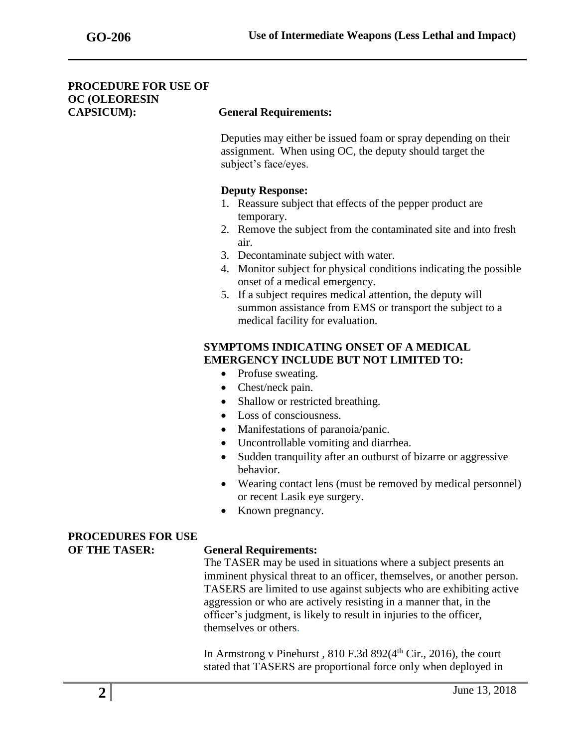## PROCEDURE FOR USE OF OC (OLEORESIN CAPSICUM):

**General Requirements:**

Deputies may either be issued foam or spray depending on their assignment. When using OC, the deputy should target the subject's face/eyes.

**Deputy Response:**

1. Reassure subject that effects of the pepper product are temporary.
2. Remove the subject from the contaminated site and into fresh air.
3. Decontaminate subject with water.
4. Monitor subject for physical conditions indicating the possible onset of a medical emergency.
5. If a subject requires medical attention, the deputy will summon assistance from EMS or transport the subject to a medical facility for evaluation.

**SYMPTOMS INDICATING ONSET OF A MEDICAL EMERGENCY INCLUDE BUT NOT LIMITED TO:**

- Profuse sweating.
- Chest/neck pain.
- Shallow or restricted breathing.
- Loss of consciousness.
- Manifestations of paranoia/panic.
- Uncontrollable vomiting and diarrhea.
- Sudden tranquility after an outburst of bizarre or aggressive behavior.
- Wearing contact lens (must be removed by medical personnel) or recent Lasik eye surgery.
- Known pregnancy.

## PROCEDURES FOR USE OF THE TASER:

**General Requirements:**

The TASER may be used in situations where a subject presents an imminent physical threat to an officer, themselves, or another person. TASERS are limited to use against subjects who are exhibiting active aggression or who are actively resisting in a manner that, in the officer's judgment, is likely to result in injuries to the officer, themselves or others.

In Armstrong v Pinehurst , 810 F.3d 892(4th Cir., 2016), the court stated that TASERS are proportional force only when deployed in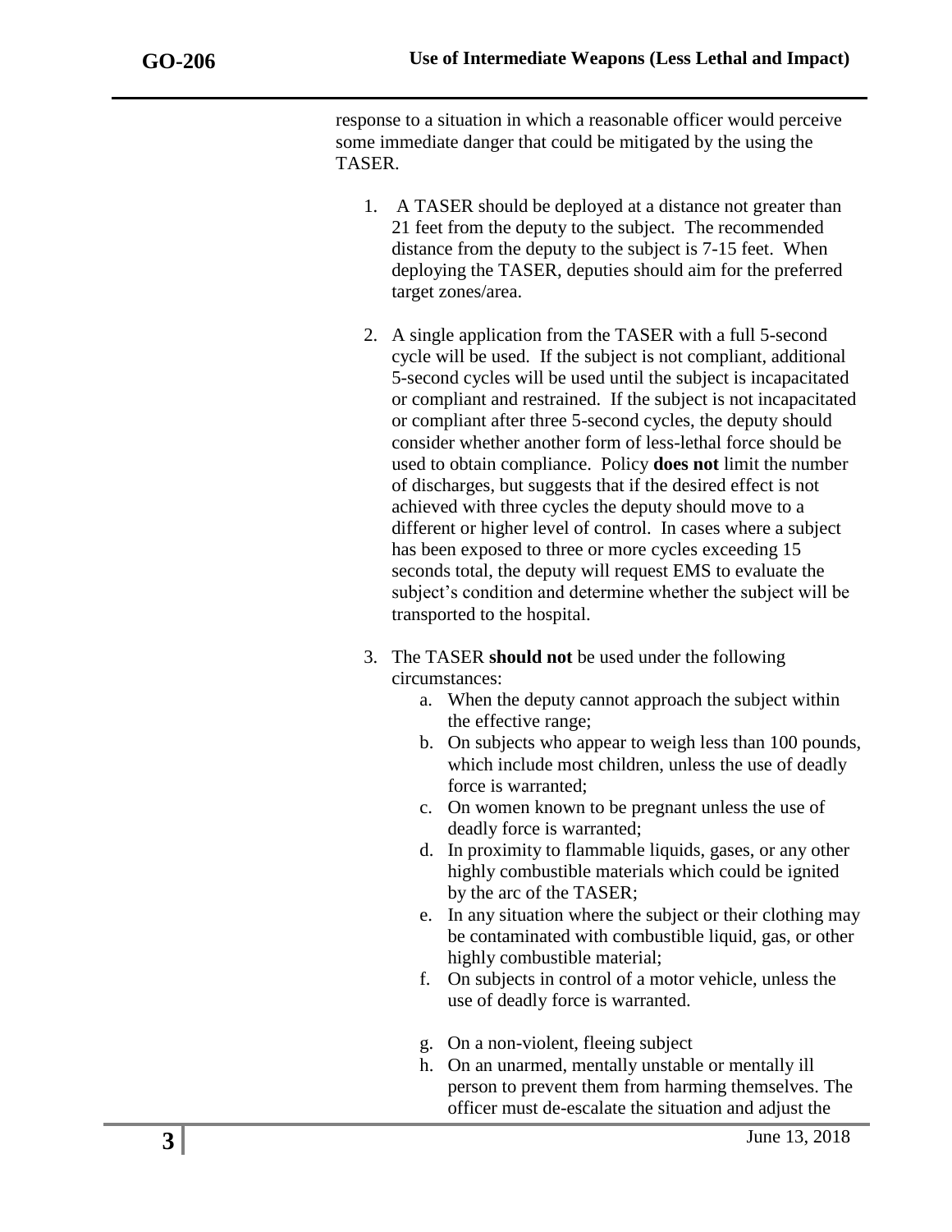response to a situation in which a reasonable officer would perceive some immediate danger that could be mitigated by the using the TASER.

1. A TASER should be deployed at a distance not greater than 21 feet from the deputy to the subject. The recommended distance from the deputy to the subject is 7-15 feet. When deploying the TASER, deputies should aim for the preferred target zones/area.

2. A single application from the TASER with a full 5-second cycle will be used. If the subject is not compliant, additional 5-second cycles will be used until the subject is incapacitated or compliant and restrained. If the subject is not incapacitated or compliant after three 5-second cycles, the deputy should consider whether another form of less-lethal force should be used to obtain compliance. Policy **does not** limit the number of discharges, but suggests that if the desired effect is not achieved with three cycles the deputy should move to a different or higher level of control. In cases where a subject has been exposed to three or more cycles exceeding 15 seconds total, the deputy will request EMS to evaluate the subject's condition and determine whether the subject will be transported to the hospital.

3. The TASER **should not** be used under the following circumstances:
   a. When the deputy cannot approach the subject within the effective range;
   b. On subjects who appear to weigh less than 100 pounds, which include most children, unless the use of deadly force is warranted;
   c. On women known to be pregnant unless the use of deadly force is warranted;
   d. In proximity to flammable liquids, gases, or any other highly combustible materials which could be ignited by the arc of the TASER;
   e. In any situation where the subject or their clothing may be contaminated with combustible liquid, gas, or other highly combustible material;
   f. On subjects in control of a motor vehicle, unless the use of deadly force is warranted.
   g. On a non-violent, fleeing subject
   h. On an unarmed, mentally unstable or mentally ill person to prevent them from harming themselves. The officer must de-escalate the situation and adjust the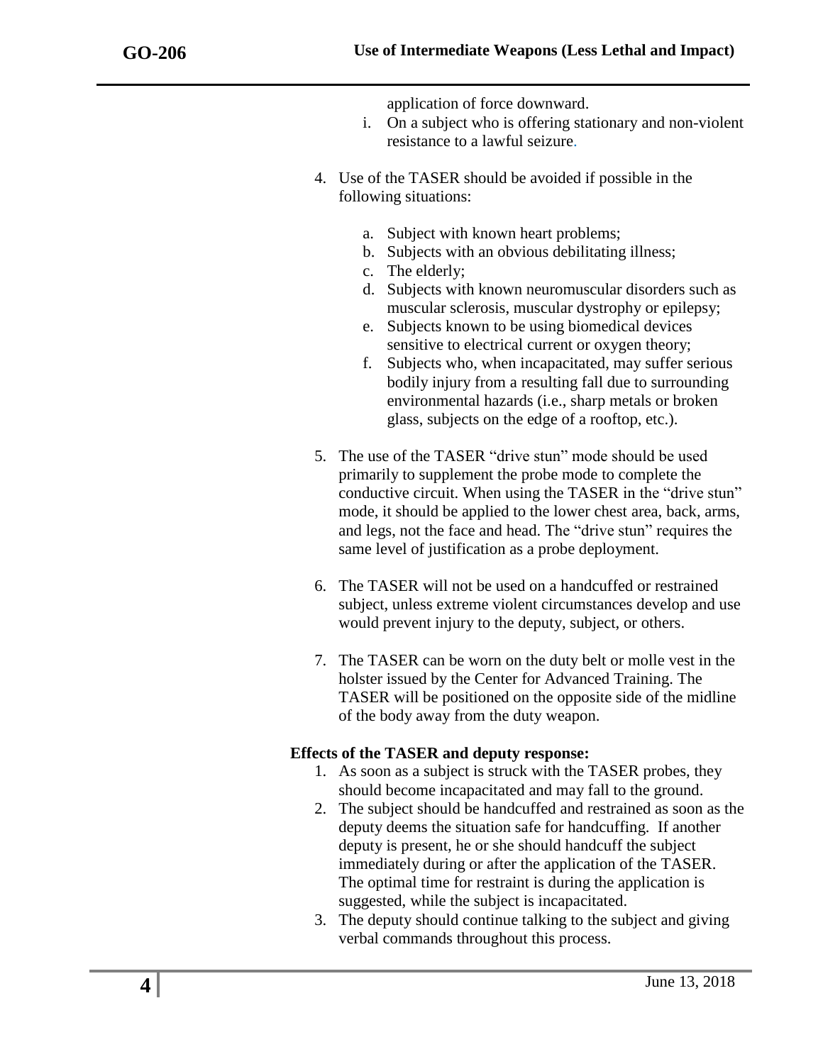application of force downward.

i. On a subject who is offering stationary and non-violent resistance to a lawful seizure.

4. Use of the TASER should be avoided if possible in the following situations:

    a. Subject with known heart problems;
    b. Subjects with an obvious debilitating illness;
    c. The elderly;
    d. Subjects with known neuromuscular disorders such as muscular sclerosis, muscular dystrophy or epilepsy;
    e. Subjects known to be using biomedical devices sensitive to electrical current or oxygen theory;
    f. Subjects who, when incapacitated, may suffer serious bodily injury from a resulting fall due to surrounding environmental hazards (i.e., sharp metals or broken glass, subjects on the edge of a rooftop, etc.).

5. The use of the TASER "drive stun" mode should be used primarily to supplement the probe mode to complete the conductive circuit. When using the TASER in the "drive stun" mode, it should be applied to the lower chest area, back, arms, and legs, not the face and head. The "drive stun" requires the same level of justification as a probe deployment.

6. The TASER will not be used on a handcuffed or restrained subject, unless extreme violent circumstances develop and use would prevent injury to the deputy, subject, or others.

7. The TASER can be worn on the duty belt or molle vest in the holster issued by the Center for Advanced Training. The TASER will be positioned on the opposite side of the midline of the body away from the duty weapon.

**Effects of the TASER and deputy response:**

1. As soon as a subject is struck with the TASER probes, they should become incapacitated and may fall to the ground.
2. The subject should be handcuffed and restrained as soon as the deputy deems the situation safe for handcuffing. If another deputy is present, he or she should handcuff the subject immediately during or after the application of the TASER. The optimal time for restraint is during the application is suggested, while the subject is incapacitated.
3. The deputy should continue talking to the subject and giving verbal commands throughout this process.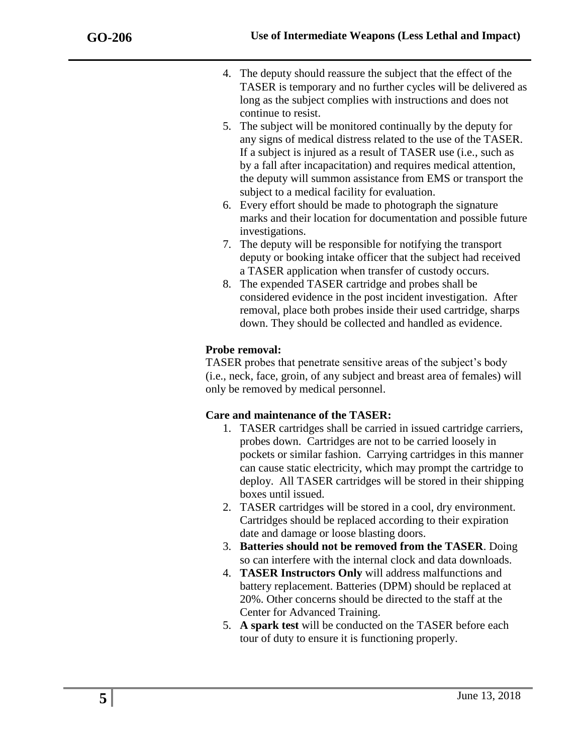4. The deputy should reassure the subject that the effect of the TASER is temporary and no further cycles will be delivered as long as the subject complies with instructions and does not continue to resist.
5. The subject will be monitored continually by the deputy for any signs of medical distress related to the use of the TASER. If a subject is injured as a result of TASER use (i.e., such as by a fall after incapacitation) and requires medical attention, the deputy will summon assistance from EMS or transport the subject to a medical facility for evaluation.
6. Every effort should be made to photograph the signature marks and their location for documentation and possible future investigations.
7. The deputy will be responsible for notifying the transport deputy or booking intake officer that the subject had received a TASER application when transfer of custody occurs.
8. The expended TASER cartridge and probes shall be considered evidence in the post incident investigation. After removal, place both probes inside their used cartridge, sharps down. They should be collected and handled as evidence.

**Probe removal:**

TASER probes that penetrate sensitive areas of the subject's body (i.e., neck, face, groin, of any subject and breast area of females) will only be removed by medical personnel.

**Care and maintenance of the TASER:**

1. TASER cartridges shall be carried in issued cartridge carriers, probes down. Cartridges are not to be carried loosely in pockets or similar fashion. Carrying cartridges in this manner can cause static electricity, which may prompt the cartridge to deploy. All TASER cartridges will be stored in their shipping boxes until issued.
2. TASER cartridges will be stored in a cool, dry environment. Cartridges should be replaced according to their expiration date and damage or loose blasting doors.
3. **Batteries should not be removed from the TASER**. Doing so can interfere with the internal clock and data downloads.
4. **TASER Instructors Only** will address malfunctions and battery replacement. Batteries (DPM) should be replaced at 20%. Other concerns should be directed to the staff at the Center for Advanced Training.
5. **A spark test** will be conducted on the TASER before each tour of duty to ensure it is functioning properly.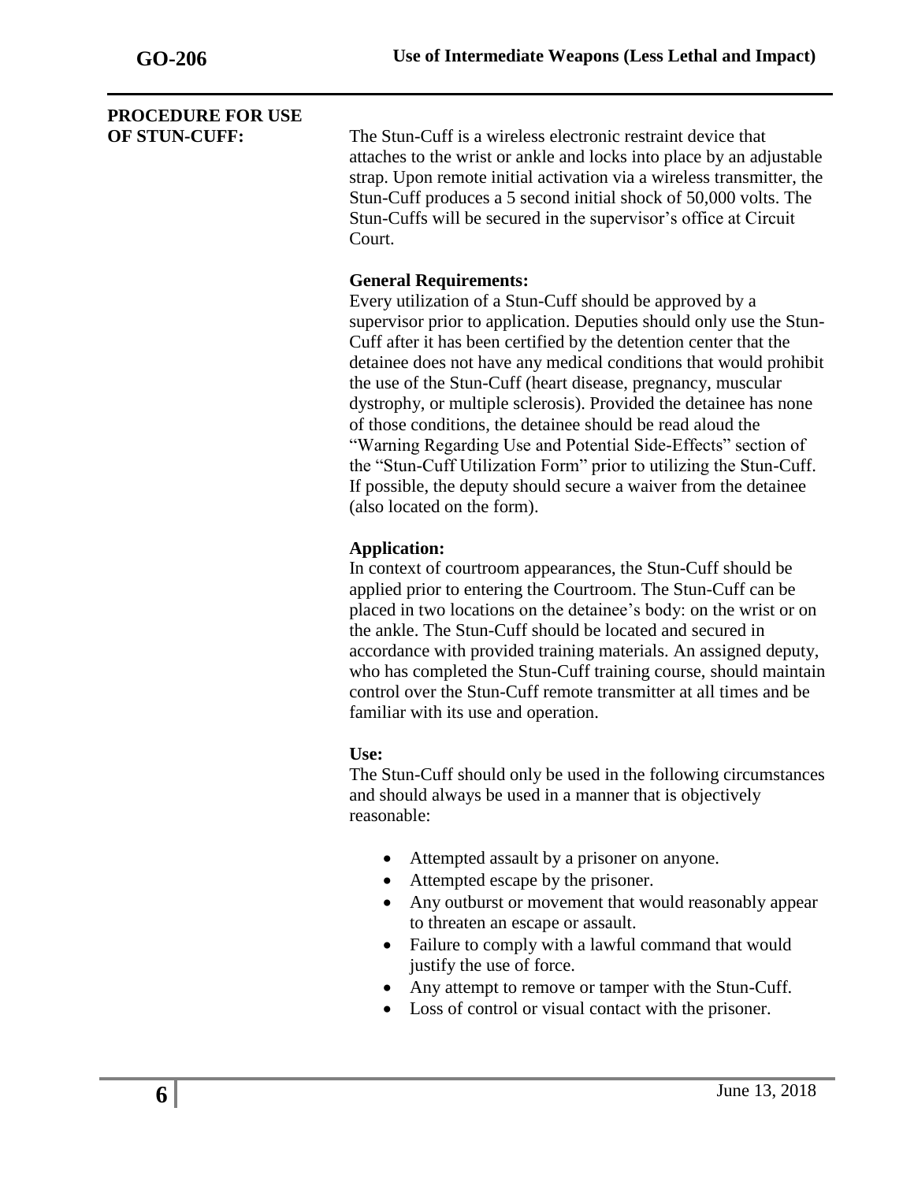## PROCEDURE FOR USE OF STUN-CUFF:

The Stun-Cuff is a wireless electronic restraint device that attaches to the wrist or ankle and locks into place by an adjustable strap. Upon remote initial activation via a wireless transmitter, the Stun-Cuff produces a 5 second initial shock of 50,000 volts. The Stun-Cuffs will be secured in the supervisor's office at Circuit Court.

**General Requirements:**
Every utilization of a Stun-Cuff should be approved by a supervisor prior to application. Deputies should only use the Stun-Cuff after it has been certified by the detention center that the detainee does not have any medical conditions that would prohibit the use of the Stun-Cuff (heart disease, pregnancy, muscular dystrophy, or multiple sclerosis). Provided the detainee has none of those conditions, the detainee should be read aloud the "Warning Regarding Use and Potential Side-Effects" section of the "Stun-Cuff Utilization Form" prior to utilizing the Stun-Cuff. If possible, the deputy should secure a waiver from the detainee (also located on the form).

**Application:**
In context of courtroom appearances, the Stun-Cuff should be applied prior to entering the Courtroom. The Stun-Cuff can be placed in two locations on the detainee's body: on the wrist or on the ankle. The Stun-Cuff should be located and secured in accordance with provided training materials. An assigned deputy, who has completed the Stun-Cuff training course, should maintain control over the Stun-Cuff remote transmitter at all times and be familiar with its use and operation.

**Use:**
The Stun-Cuff should only be used in the following circumstances and should always be used in a manner that is objectively reasonable:

- Attempted assault by a prisoner on anyone.
- Attempted escape by the prisoner.
- Any outburst or movement that would reasonably appear to threaten an escape or assault.
- Failure to comply with a lawful command that would justify the use of force.
- Any attempt to remove or tamper with the Stun-Cuff.
- Loss of control or visual contact with the prisoner.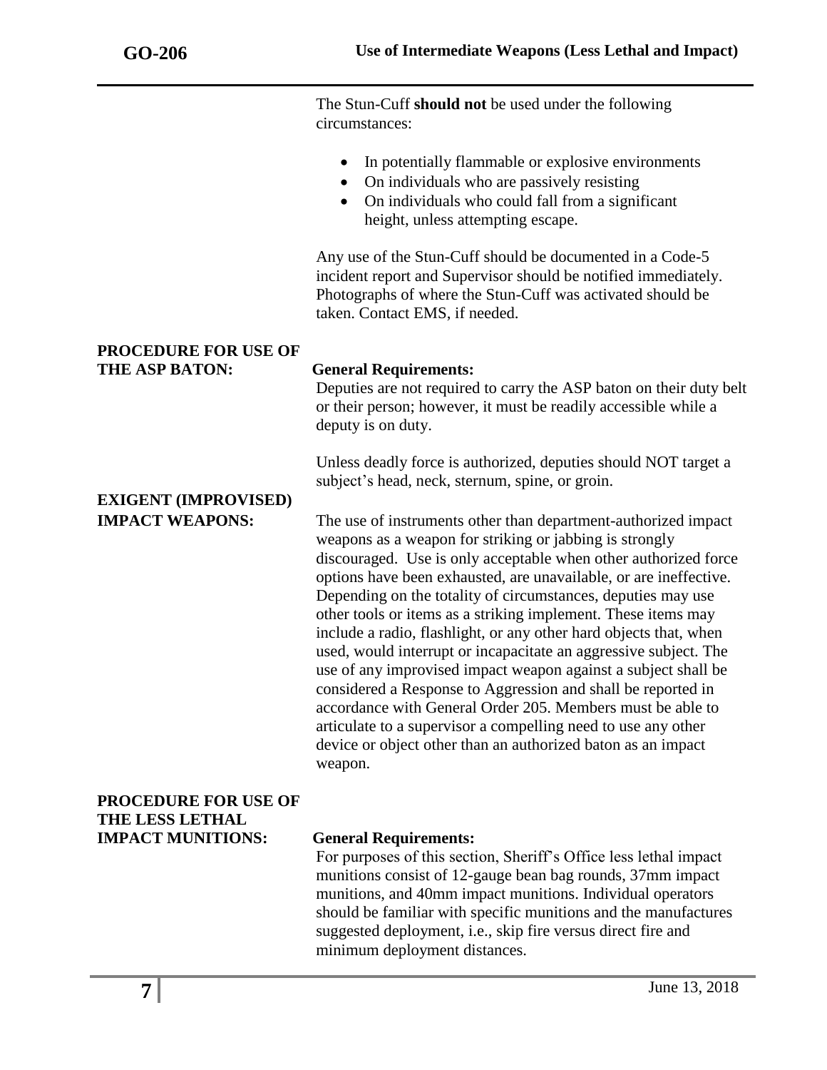The Stun-Cuff **should not** be used under the following circumstances:

- In potentially flammable or explosive environments
- On individuals who are passively resisting
- On individuals who could fall from a significant height, unless attempting escape.

Any use of the Stun-Cuff should be documented in a Code-5 incident report and Supervisor should be notified immediately. Photographs of where the Stun-Cuff was activated should be taken. Contact EMS, if needed.

## PROCEDURE FOR USE OF THE ASP BATON:

**General Requirements:**

Deputies are not required to carry the ASP baton on their duty belt or their person; however, it must be readily accessible while a deputy is on duty.

Unless deadly force is authorized, deputies should NOT target a subject's head, neck, sternum, spine, or groin.

## EXIGENT (IMPROVISED) IMPACT WEAPONS:

The use of instruments other than department-authorized impact weapons as a weapon for striking or jabbing is strongly discouraged. Use is only acceptable when other authorized force options have been exhausted, are unavailable, or are ineffective. Depending on the totality of circumstances, deputies may use other tools or items as a striking implement. These items may include a radio, flashlight, or any other hard objects that, when used, would interrupt or incapacitate an aggressive subject. The use of any improvised impact weapon against a subject shall be considered a Response to Aggression and shall be reported in accordance with General Order 205. Members must be able to articulate to a supervisor a compelling need to use any other device or object other than an authorized baton as an impact weapon.

## PROCEDURE FOR USE OF THE LESS LETHAL IMPACT MUNITIONS:

**General Requirements:**

For purposes of this section, Sheriff's Office less lethal impact munitions consist of 12-gauge bean bag rounds, 37mm impact munitions, and 40mm impact munitions. Individual operators should be familiar with specific munitions and the manufactures suggested deployment, i.e., skip fire versus direct fire and minimum deployment distances.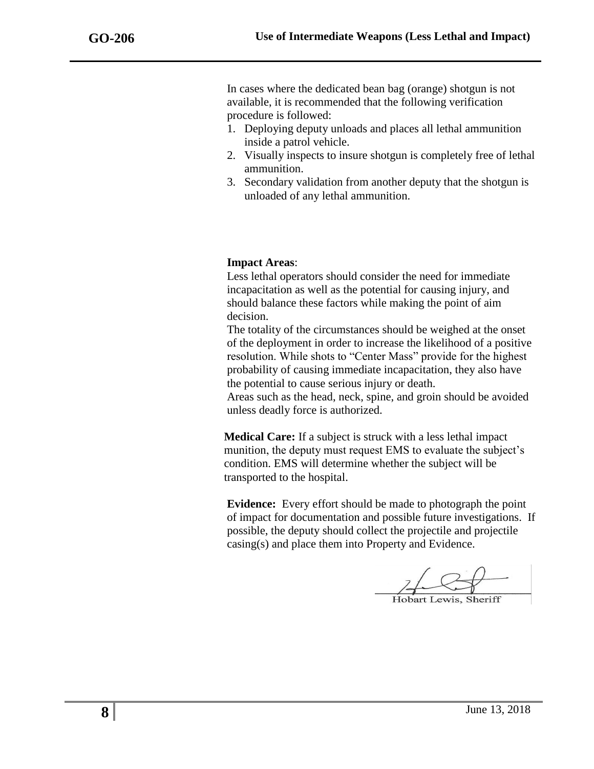In cases where the dedicated bean bag (orange) shotgun is not available, it is recommended that the following verification procedure is followed:

1. Deploying deputy unloads and places all lethal ammunition inside a patrol vehicle.
2. Visually inspects to insure shotgun is completely free of lethal ammunition.
3. Secondary validation from another deputy that the shotgun is unloaded of any lethal ammunition.

**Impact Areas**:

Less lethal operators should consider the need for immediate incapacitation as well as the potential for causing injury, and should balance these factors while making the point of aim decision.

The totality of the circumstances should be weighed at the onset of the deployment in order to increase the likelihood of a positive resolution. While shots to "Center Mass" provide for the highest probability of causing immediate incapacitation, they also have the potential to cause serious injury or death.

Areas such as the head, neck, spine, and groin should be avoided unless deadly force is authorized.

**Medical Care:** If a subject is struck with a less lethal impact munition, the deputy must request EMS to evaluate the subject's condition. EMS will determine whether the subject will be transported to the hospital.

**Evidence:** Every effort should be made to photograph the point of impact for documentation and possible future investigations. If possible, the deputy should collect the projectile and projectile casing(s) and place them into Property and Evidence.

Hobart Lewis, Sheriff